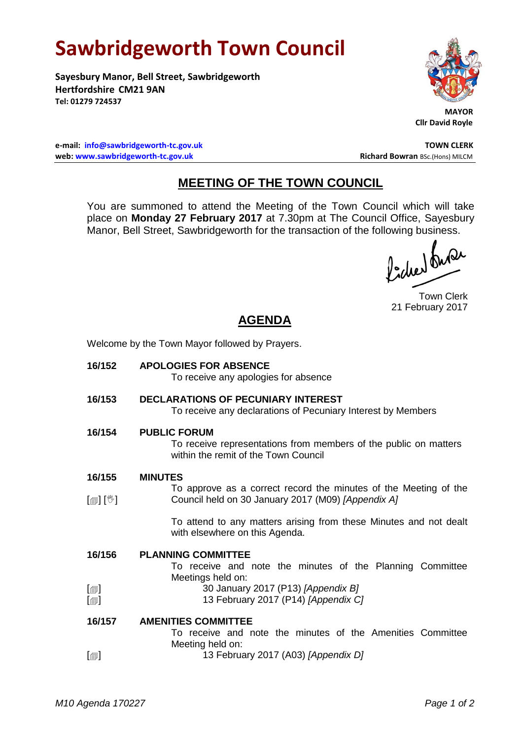# Sawbridgeworth Town Council

**Sayesbury Manor, Bell Street, Sawbridgeworth**
**Hertfordshire CM21 9AN**
**Tel: 01279 724537**

**MAYOR**
**Cllr David Royle**

**e-mail: info@sawbridgeworth-tc.gov.uk**
**web: www.sawbridgeworth-tc.gov.uk**

**TOWN CLERK**
**Richard Bowran** BSc.(Hons) MILCM

## MEETING OF THE TOWN COUNCIL

You are summoned to attend the Meeting of the Town Council which will take place on **Monday 27 February 2017** at 7.30pm at The Council Office, Sayesbury Manor, Bell Street, Sawbridgeworth for the transaction of the following business.

Town Clerk
21 February 2017

## AGENDA

Welcome by the Town Mayor followed by Prayers.

**16/152 APOLOGIES FOR ABSENCE**
To receive any apologies for absence

**16/153 DECLARATIONS OF PECUNIARY INTEREST**
To receive any declarations of Pecuniary Interest by Members

**16/154 PUBLIC FORUM**
To receive representations from members of the public on matters within the remit of the Town Council

**16/155 MINUTES**
[▤] [✋] To approve as a correct record the minutes of the Meeting of the Council held on 30 January 2017 (M09) *[Appendix A]*

To attend to any matters arising from these Minutes and not dealt with elsewhere on this Agenda.

**16/156 PLANNING COMMITTEE**
To receive and note the minutes of the Planning Committee Meetings held on:
[▤] 30 January 2017 (P13) *[Appendix B]*
[▤] 13 February 2017 (P14) *[Appendix C]*

**16/157 AMENITIES COMMITTEE**
To receive and note the minutes of the Amenities Committee Meeting held on:
[▤] 13 February 2017 (A03) *[Appendix D]*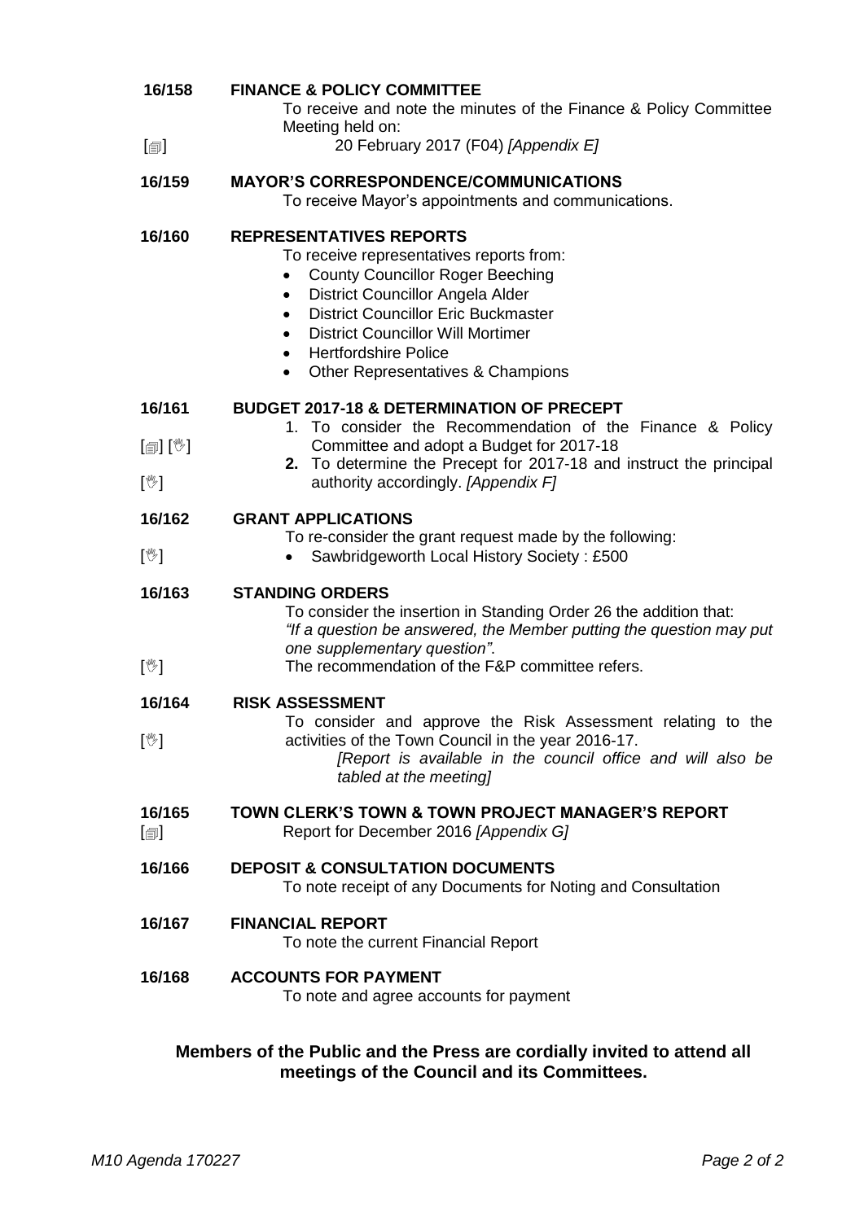**16/158** **FINANCE & POLICY COMMITTEE**

To receive and note the minutes of the Finance & Policy Committee Meeting held on:

[🗐] 20 February 2017 (F04) *[Appendix E]*

**16/159** **MAYOR'S CORRESPONDENCE/COMMUNICATIONS**

To receive Mayor's appointments and communications.

**16/160** **REPRESENTATIVES REPORTS**

To receive representatives reports from:

- County Councillor Roger Beeching
- District Councillor Angela Alder
- District Councillor Eric Buckmaster
- District Councillor Will Mortimer
- Hertfordshire Police
- Other Representatives & Champions

**16/161** **BUDGET 2017-18 & DETERMINATION OF PRECEPT**

[🗐] [✋] 1. To consider the Recommendation of the Finance & Policy Committee and adopt a Budget for 2017-18

[✋] **2.** To determine the Precept for 2017-18 and instruct the principal authority accordingly. *[Appendix F]*

**16/162** **GRANT APPLICATIONS**

To re-consider the grant request made by the following:

[✋] • Sawbridgeworth Local History Society : £500

**16/163** **STANDING ORDERS**

To consider the insertion in Standing Order 26 the addition that: *"If a question be answered, the Member putting the question may put one supplementary question"*.

[✋] The recommendation of the F&P committee refers.

**16/164** **RISK ASSESSMENT**

[✋] To consider and approve the Risk Assessment relating to the activities of the Town Council in the year 2016-17.

*[Report is available in the council office and will also be tabled at the meeting]*

**16/165** **TOWN CLERK'S TOWN & TOWN PROJECT MANAGER'S REPORT**

[🗐] Report for December 2016 *[Appendix G]*

**16/166** **DEPOSIT & CONSULTATION DOCUMENTS**

To note receipt of any Documents for Noting and Consultation

**16/167** **FINANCIAL REPORT**

To note the current Financial Report

**16/168** **ACCOUNTS FOR PAYMENT**

To note and agree accounts for payment

**Members of the Public and the Press are cordially invited to attend all meetings of the Council and its Committees.**